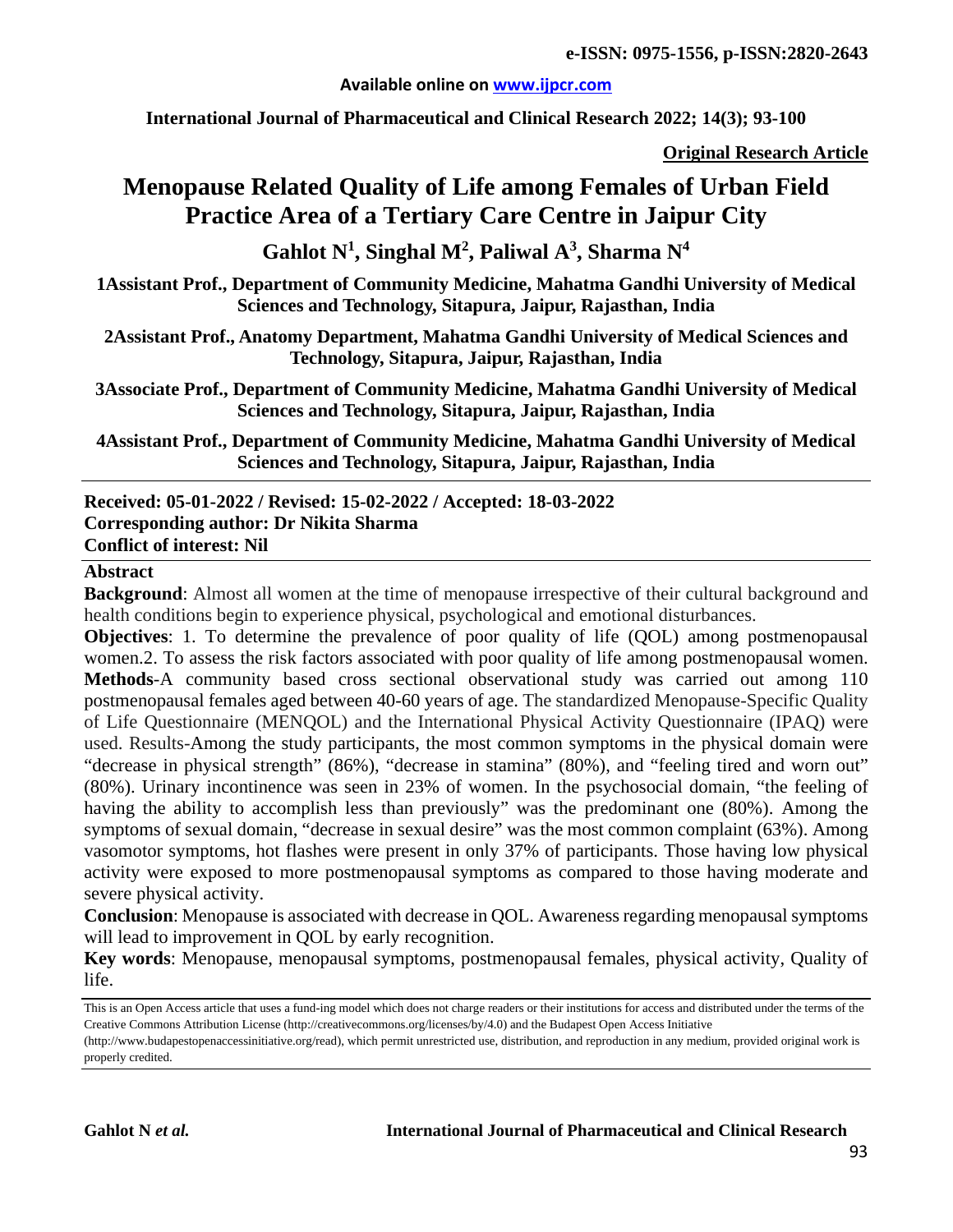e-ISSN: 0975-1556, p-ISSN:2820-2643

Available online on www.ijpcr.com

International Journal of Pharmaceutical and Clinical Research 2022; 14(3); 93-100

**Original Research Article**

# Menopause Related Quality of Life among Females of Urban Field Practice Area of a Tertiary Care Centre in Jaipur City

**Gahlot N[1], Singhal M[2], Paliwal A[3], Sharma N[4]**

**1Assistant Prof., Department of Community Medicine, Mahatma Gandhi University of Medical Sciences and Technology, Sitapura, Jaipur, Rajasthan, India**

**2Assistant Prof., Anatomy Department, Mahatma Gandhi University of Medical Sciences and Technology, Sitapura, Jaipur, Rajasthan, India**

**3Associate Prof., Department of Community Medicine, Mahatma Gandhi University of Medical Sciences and Technology, Sitapura, Jaipur, Rajasthan, India**

**4Assistant Prof., Department of Community Medicine, Mahatma Gandhi University of Medical Sciences and Technology, Sitapura, Jaipur, Rajasthan, India**

**Received: 05-01-2022 / Revised: 15-02-2022 / Accepted: 18-03-2022**
**Corresponding author: Dr Nikita Sharma**
**Conflict of interest: Nil**

## Abstract

**Background**: Almost all women at the time of menopause irrespective of their cultural background and health conditions begin to experience physical, psychological and emotional disturbances.

**Objectives**: 1. To determine the prevalence of poor quality of life (QOL) among postmenopausal women.2. To assess the risk factors associated with poor quality of life among postmenopausal women.

**Methods**-A community based cross sectional observational study was carried out among 110 postmenopausal females aged between 40-60 years of age. The standardized Menopause-Specific Quality of Life Questionnaire (MENQOL) and the International Physical Activity Questionnaire (IPAQ) were used. Results-Among the study participants, the most common symptoms in the physical domain were "decrease in physical strength" (86%), "decrease in stamina" (80%), and "feeling tired and worn out" (80%). Urinary incontinence was seen in 23% of women. In the psychosocial domain, "the feeling of having the ability to accomplish less than previously" was the predominant one (80%). Among the symptoms of sexual domain, "decrease in sexual desire" was the most common complaint (63%). Among vasomotor symptoms, hot flashes were present in only 37% of participants. Those having low physical activity were exposed to more postmenopausal symptoms as compared to those having moderate and severe physical activity.

**Conclusion**: Menopause is associated with decrease in QOL. Awareness regarding menopausal symptoms will lead to improvement in QOL by early recognition.

**Key words**: Menopause, menopausal symptoms, postmenopausal females, physical activity, Quality of life.

This is an Open Access article that uses a fund-ing model which does not charge readers or their institutions for access and distributed under the terms of the Creative Commons Attribution License (http://creativecommons.org/licenses/by/4.0) and the Budapest Open Access Initiative (http://www.budapestopenaccessinitiative.org/read), which permit unrestricted use, distribution, and reproduction in any medium, provided original work is properly credited.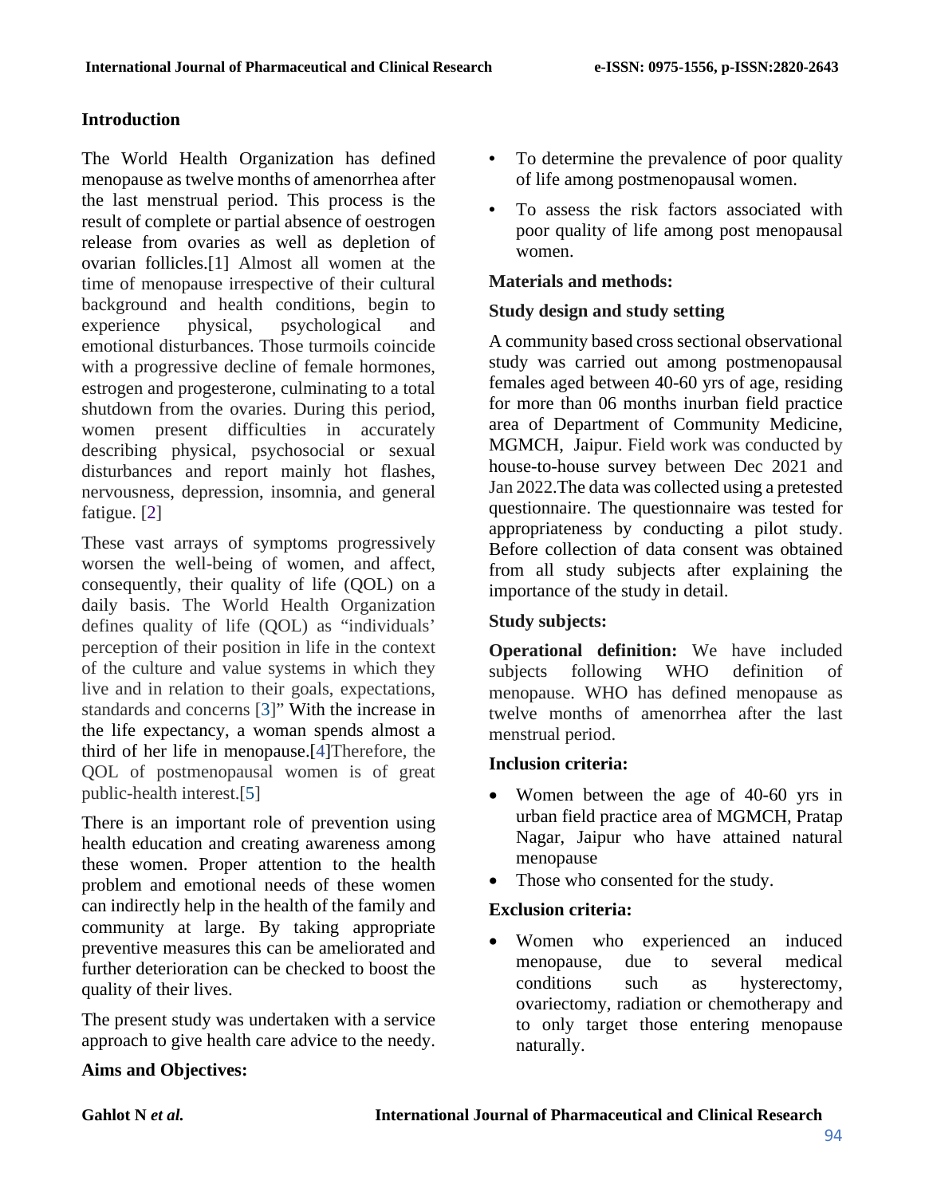## Introduction

The World Health Organization has defined menopause as twelve months of amenorrhea after the last menstrual period. This process is the result of complete or partial absence of oestrogen release from ovaries as well as depletion of ovarian follicles.[1] Almost all women at the time of menopause irrespective of their cultural background and health conditions, begin to experience physical, psychological and emotional disturbances. Those turmoils coincide with a progressive decline of female hormones, estrogen and progesterone, culminating to a total shutdown from the ovaries. During this period, women present difficulties in accurately describing physical, psychosocial or sexual disturbances and report mainly hot flashes, nervousness, depression, insomnia, and general fatigue. [2]

These vast arrays of symptoms progressively worsen the well-being of women, and affect, consequently, their quality of life (QOL) on a daily basis. The World Health Organization defines quality of life (QOL) as "individuals' perception of their position in life in the context of the culture and value systems in which they live and in relation to their goals, expectations, standards and concerns [3]" With the increase in the life expectancy, a woman spends almost a third of her life in menopause.[4]Therefore, the QOL of postmenopausal women is of great public-health interest.[5]

There is an important role of prevention using health education and creating awareness among these women. Proper attention to the health problem and emotional needs of these women can indirectly help in the health of the family and community at large. By taking appropriate preventive measures this can be ameliorated and further deterioration can be checked to boost the quality of their lives.

The present study was undertaken with a service approach to give health care advice to the needy.

## Aims and Objectives:

- To determine the prevalence of poor quality of life among postmenopausal women.
- To assess the risk factors associated with poor quality of life among post menopausal women.

## Materials and methods:

### Study design and study setting

A community based cross sectional observational study was carried out among postmenopausal females aged between 40-60 yrs of age, residing for more than 06 months inurban field practice area of Department of Community Medicine, MGMCH, Jaipur. Field work was conducted by house-to-house survey between Dec 2021 and Jan 2022.The data was collected using a pretested questionnaire. The questionnaire was tested for appropriateness by conducting a pilot study. Before collection of data consent was obtained from all study subjects after explaining the importance of the study in detail.

### Study subjects:

**Operational definition:** We have included subjects following WHO definition of menopause. WHO has defined menopause as twelve months of amenorrhea after the last menstrual period.

### Inclusion criteria:

- Women between the age of 40-60 yrs in urban field practice area of MGMCH, Pratap Nagar, Jaipur who have attained natural menopause
- Those who consented for the study.

### Exclusion criteria:

- Women who experienced an induced menopause, due to several medical conditions such as hysterectomy, ovariectomy, radiation or chemotherapy and to only target those entering menopause naturally.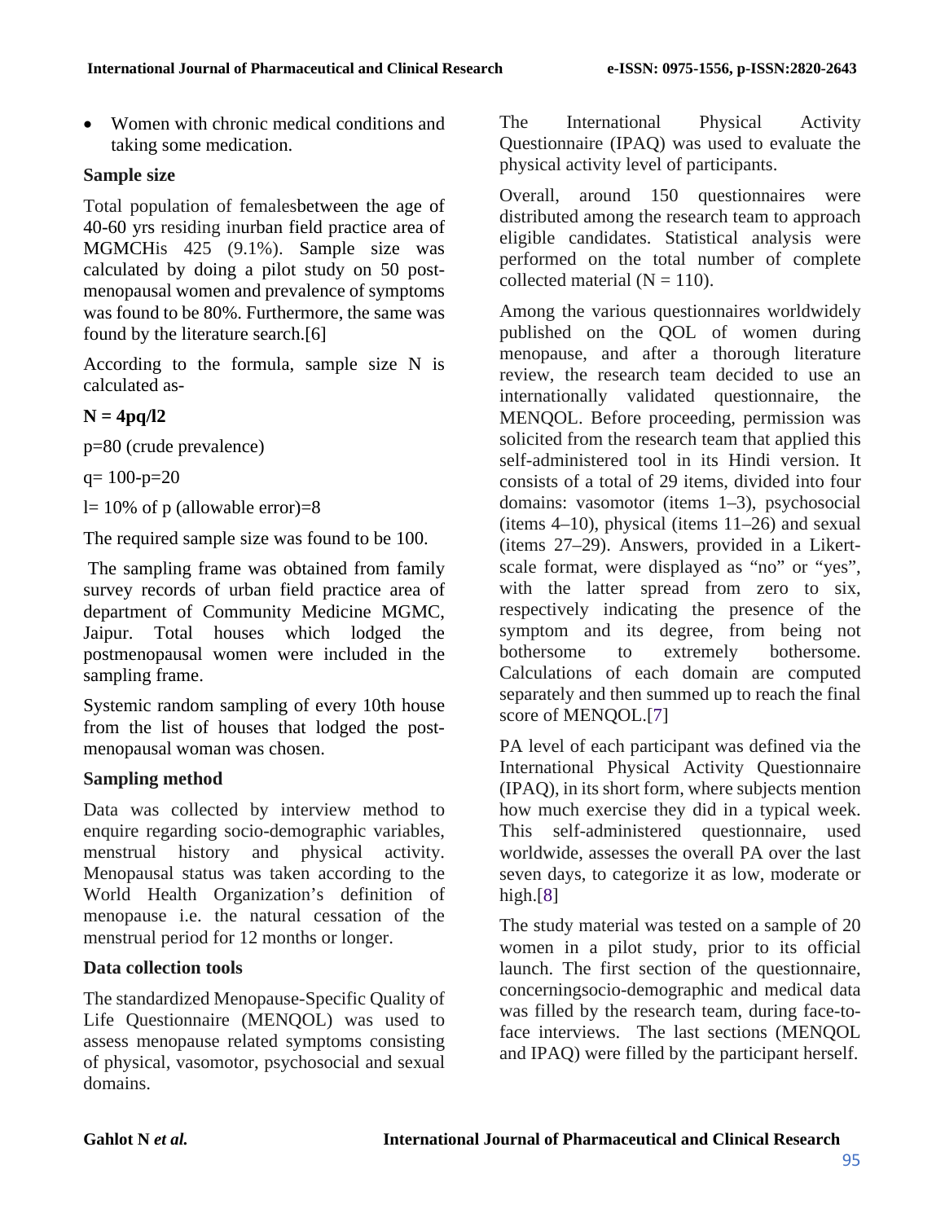- Women with chronic medical conditions and taking some medication.

**Sample size**

Total population of femalesbetween the age of 40-60 yrs residing inurban field practice area of MGMCHis 425 (9.1%). Sample size was calculated by doing a pilot study on 50 post-menopausal women and prevalence of symptoms was found to be 80%. Furthermore, the same was found by the literature search.[6]

According to the formula, sample size N is calculated as-

**N = 4pq/l2**

p=80 (crude prevalence)

q= 100-p=20

l= 10% of p (allowable error)=8

The required sample size was found to be 100.

The sampling frame was obtained from family survey records of urban field practice area of department of Community Medicine MGMC, Jaipur. Total houses which lodged the postmenopausal women were included in the sampling frame.

Systemic random sampling of every 10th house from the list of houses that lodged the post-menopausal woman was chosen.

**Sampling method**

Data was collected by interview method to enquire regarding socio-demographic variables, menstrual history and physical activity. Menopausal status was taken according to the World Health Organization's definition of menopause i.e. the natural cessation of the menstrual period for 12 months or longer.

**Data collection tools**

The standardized Menopause-Specific Quality of Life Questionnaire (MENQOL) was used to assess menopause related symptoms consisting of physical, vasomotor, psychosocial and sexual domains.

The International Physical Activity Questionnaire (IPAQ) was used to evaluate the physical activity level of participants.

Overall, around 150 questionnaires were distributed among the research team to approach eligible candidates. Statistical analysis were performed on the total number of complete collected material (N = 110).

Among the various questionnaires worldwidely published on the QOL of women during menopause, and after a thorough literature review, the research team decided to use an internationally validated questionnaire, the MENQOL. Before proceeding, permission was solicited from the research team that applied this self-administered tool in its Hindi version. It consists of a total of 29 items, divided into four domains: vasomotor (items 1–3), psychosocial (items 4–10), physical (items 11–26) and sexual (items 27–29). Answers, provided in a Likert-scale format, were displayed as "no" or "yes", with the latter spread from zero to six, respectively indicating the presence of the symptom and its degree, from being not bothersome to extremely bothersome. Calculations of each domain are computed separately and then summed up to reach the final score of MENQOL.[7]

PA level of each participant was defined via the International Physical Activity Questionnaire (IPAQ), in its short form, where subjects mention how much exercise they did in a typical week. This self-administered questionnaire, used worldwide, assesses the overall PA over the last seven days, to categorize it as low, moderate or high.[8]

The study material was tested on a sample of 20 women in a pilot study, prior to its official launch. The first section of the questionnaire, concerningsocio-demographic and medical data was filled by the research team, during face-to-face interviews. The last sections (MENQOL and IPAQ) were filled by the participant herself.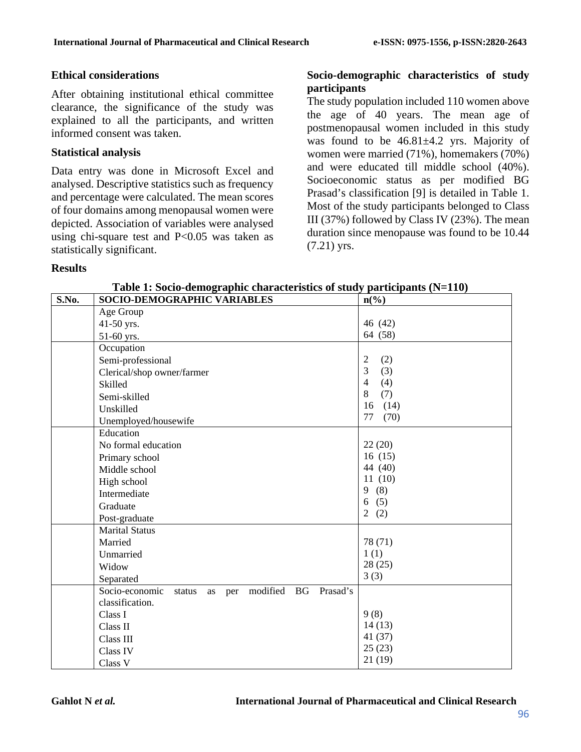### Ethical considerations

After obtaining institutional ethical committee clearance, the significance of the study was explained to all the participants, and written informed consent was taken.

### Statistical analysis

Data entry was done in Microsoft Excel and analysed. Descriptive statistics such as frequency and percentage were calculated. The mean scores of four domains among menopausal women were depicted. Association of variables were analysed using chi-square test and $P<0.05$ was taken as statistically significant.

### Results

### Socio-demographic characteristics of study participants

The study population included 110 women above the age of 40 years. The mean age of postmenopausal women included in this study was found to be 46.81±4.2 yrs. Majority of women were married (71%), homemakers (70%) and were educated till middle school (40%). Socioeconomic status as per modified BG Prasad's classification [9] is detailed in Table 1. Most of the study participants belonged to Class III (37%) followed by Class IV (23%). The mean duration since menopause was found to be 10.44 (7.21) yrs.

**Table 1: Socio-demographic characteristics of study participants (N=110)**

| S.No. | SOCIO-DEMOGRAPHIC VARIABLES | n(%) |
|---|---|---|
| | Age Group | |
| | 41-50 yrs. | 46 (42) |
| | 51-60 yrs. | 64 (58) |
| | Occupation | |
| | Semi-professional | 2 (2) |
| | Clerical/shop owner/farmer | 3 (3) |
| | Skilled | 4 (4) |
| | Semi-skilled | 8 (7) |
| | Unskilled | 16 (14) |
| | Unemployed/housewife | 77 (70) |
| | Education | |
| | No formal education | 22 (20) |
| | Primary school | 16 (15) |
| | Middle school | 44 (40) |
| | High school | 11 (10) |
| | Intermediate | 9 (8) |
| | Graduate | 6 (5) |
| | Post-graduate | 2 (2) |
| | Marital Status | |
| | Married | 78 (71) |
| | Unmarried | 1 (1) |
| | Widow | 28 (25) |
| | Separated | 3 (3) |
| | Socio-economic status as per modified BG Prasad's classification. | |
| | Class I | 9 (8) |
| | Class II | 14 (13) |
| | Class III | 41 (37) |
| | Class IV | 25 (23) |
| | Class V | 21 (19) |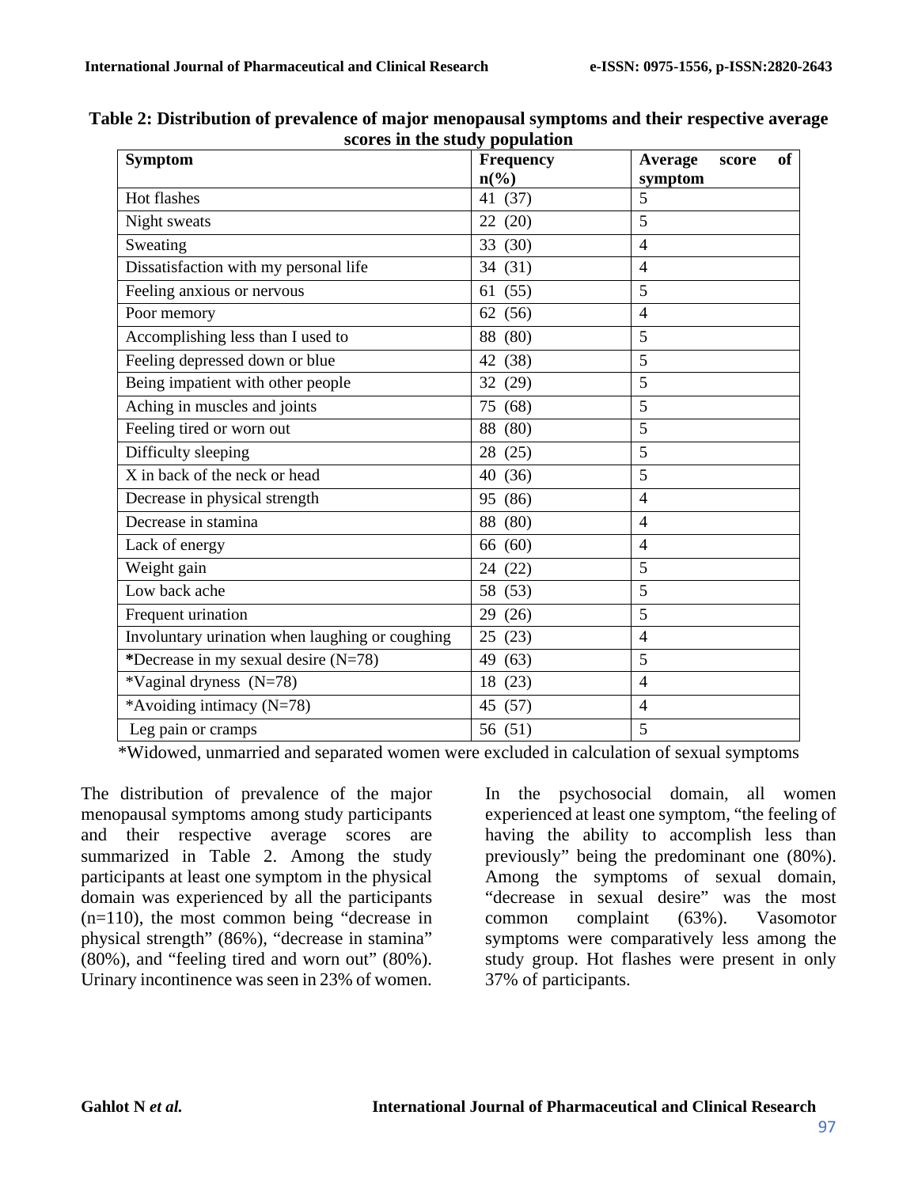**Table 2: Distribution of prevalence of major menopausal symptoms and their respective average scores in the study population**

| Symptom | Frequency n(%) | Average score of symptom |
|---|---|---|
| Hot flashes | 41 (37) | 5 |
| Night sweats | 22 (20) | 5 |
| Sweating | 33 (30) | 4 |
| Dissatisfaction with my personal life | 34 (31) | 4 |
| Feeling anxious or nervous | 61 (55) | 5 |
| Poor memory | 62 (56) | 4 |
| Accomplishing less than I used to | 88 (80) | 5 |
| Feeling depressed down or blue | 42 (38) | 5 |
| Being impatient with other people | 32 (29) | 5 |
| Aching in muscles and joints | 75 (68) | 5 |
| Feeling tired or worn out | 88 (80) | 5 |
| Difficulty sleeping | 28 (25) | 5 |
| X in back of the neck or head | 40 (36) | 5 |
| Decrease in physical strength | 95 (86) | 4 |
| Decrease in stamina | 88 (80) | 4 |
| Lack of energy | 66 (60) | 4 |
| Weight gain | 24 (22) | 5 |
| Low back ache | 58 (53) | 5 |
| Frequent urination | 29 (26) | 5 |
| Involuntary urination when laughing or coughing | 25 (23) | 4 |
| ***Decrease in my sexual desire (N=78)** | 49 (63) | 5 |
| *Vaginal dryness (N=78) | 18 (23) | 4 |
| *Avoiding intimacy (N=78) | 45 (57) | 4 |
| Leg pain or cramps | 56 (51) | 5 |

*Widowed, unmarried and separated women were excluded in calculation of sexual symptoms

The distribution of prevalence of the major menopausal symptoms among study participants and their respective average scores are summarized in Table 2. Among the study participants at least one symptom in the physical domain was experienced by all the participants (n=110), the most common being "decrease in physical strength" (86%), "decrease in stamina" (80%), and "feeling tired and worn out" (80%). Urinary incontinence was seen in 23% of women.

In the psychosocial domain, all women experienced at least one symptom, "the feeling of having the ability to accomplish less than previously" being the predominant one (80%). Among the symptoms of sexual domain, "decrease in sexual desire" was the most common complaint (63%). Vasomotor symptoms were comparatively less among the study group. Hot flashes were present in only 37% of participants.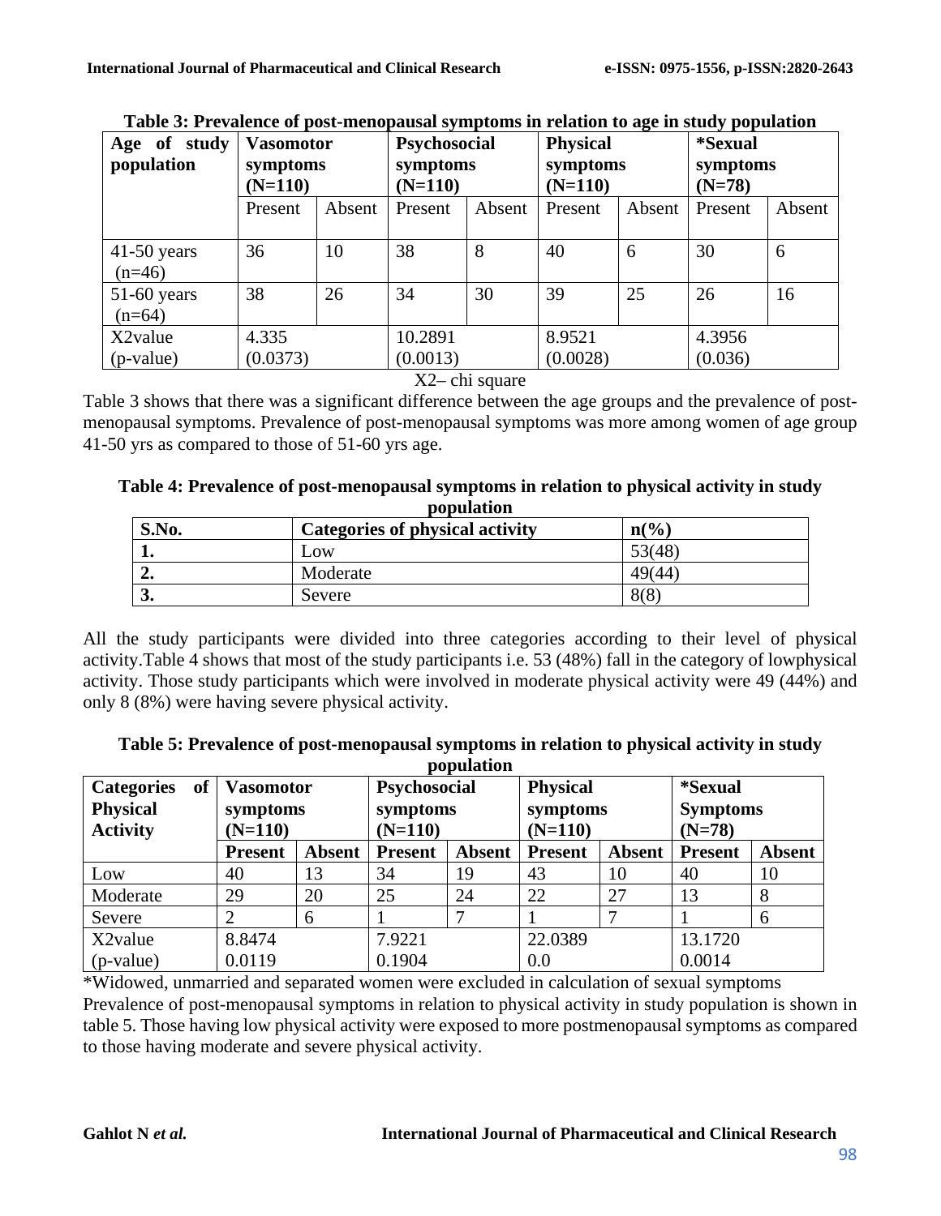**Table 3: Prevalence of post-menopausal symptoms in relation to age in study population**

| Age of study population | Vasomotor symptoms (N=110) | | Psychosocial symptoms (N=110) | | Physical symptoms (N=110) | | *Sexual symptoms (N=78) | |
|---|---|---|---|---|---|---|---|---|
| | Present | Absent | Present | Absent | Present | Absent | Present | Absent |
| 41-50 years (n=46) | 36 | 10 | 38 | 8 | 40 | 6 | 30 | 6 |
| 51-60 years (n=64) | 38 | 26 | 34 | 30 | 39 | 25 | 26 | 16 |
| X2value (p-value) | 4.335 (0.0373) | | 10.2891 (0.0013) | | 8.9521 (0.0028) | | 4.3956 (0.036) | |

X2– chi square

Table 3 shows that there was a significant difference between the age groups and the prevalence of post-menopausal symptoms. Prevalence of post-menopausal symptoms was more among women of age group 41-50 yrs as compared to those of 51-60 yrs age.

**Table 4: Prevalence of post-menopausal symptoms in relation to physical activity in study population**

| S.No. | Categories of physical activity | n(%) |
|---|---|---|
| **1.** | Low | 53(48) |
| **2.** | Moderate | 49(44) |
| **3.** | Severe | 8(8) |

All the study participants were divided into three categories according to their level of physical activity.Table 4 shows that most of the study participants i.e. 53 (48%) fall in the category of lowphysical activity. Those study participants which were involved in moderate physical activity were 49 (44%) and only 8 (8%) were having severe physical activity.

**Table 5: Prevalence of post-menopausal symptoms in relation to physical activity in study population**

| Categories of Physical Activity | Vasomotor symptoms (N=110) | | Psychosocial symptoms (N=110) | | Physical symptoms (N=110) | | *Sexual Symptoms (N=78) | |
|---|---|---|---|---|---|---|---|---|
| | **Present** | **Absent** | **Present** | **Absent** | **Present** | **Absent** | **Present** | **Absent** |
| Low | 40 | 13 | 34 | 19 | 43 | 10 | 40 | 10 |
| Moderate | 29 | 20 | 25 | 24 | 22 | 27 | 13 | 8 |
| Severe | 2 | 6 | 1 | 7 | 1 | 7 | 1 | 6 |
| X2value (p-value) | 8.8474 0.0119 | | 7.9221 0.1904 | | 22.0389 0.0 | | 13.1720 0.0014 | |

*Widowed, unmarried and separated women were excluded in calculation of sexual symptoms

Prevalence of post-menopausal symptoms in relation to physical activity in study population is shown in table 5. Those having low physical activity were exposed to more postmenopausal symptoms as compared to those having moderate and severe physical activity.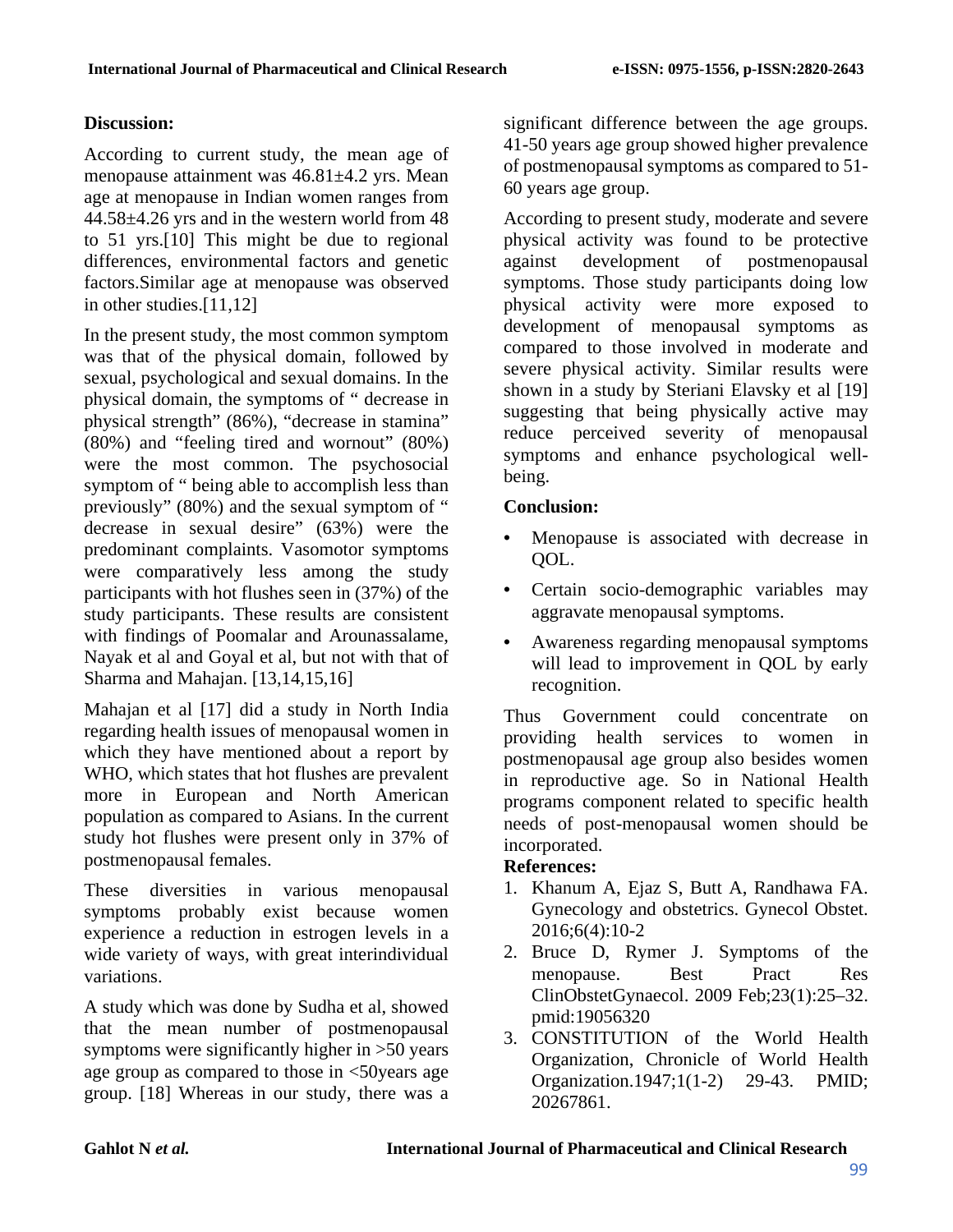## Discussion:

According to current study, the mean age of menopause attainment was 46.81±4.2 yrs. Mean age at menopause in Indian women ranges from 44.58±4.26 yrs and in the western world from 48 to 51 yrs.[10] This might be due to regional differences, environmental factors and genetic factors.Similar age at menopause was observed in other studies.[11,12]

In the present study, the most common symptom was that of the physical domain, followed by sexual, psychological and sexual domains. In the physical domain, the symptoms of " decrease in physical strength" (86%), "decrease in stamina" (80%) and "feeling tired and wornout" (80%) were the most common. The psychosocial symptom of " being able to accomplish less than previously" (80%) and the sexual symptom of " decrease in sexual desire" (63%) were the predominant complaints. Vasomotor symptoms were comparatively less among the study participants with hot flushes seen in (37%) of the study participants. These results are consistent with findings of Poomalar and Arounassalame, Nayak et al and Goyal et al, but not with that of Sharma and Mahajan. [13,14,15,16]

Mahajan et al [17] did a study in North India regarding health issues of menopausal women in which they have mentioned about a report by WHO, which states that hot flushes are prevalent more in European and North American population as compared to Asians. In the current study hot flushes were present only in 37% of postmenopausal females.

These diversities in various menopausal symptoms probably exist because women experience a reduction in estrogen levels in a wide variety of ways, with great interindividual variations.

A study which was done by Sudha et al, showed that the mean number of postmenopausal symptoms were significantly higher in >50 years age group as compared to those in <50years age group. [18] Whereas in our study, there was a significant difference between the age groups. 41-50 years age group showed higher prevalence of postmenopausal symptoms as compared to 51-60 years age group.

According to present study, moderate and severe physical activity was found to be protective against development of postmenopausal symptoms. Those study participants doing low physical activity were more exposed to development of menopausal symptoms as compared to those involved in moderate and severe physical activity. Similar results were shown in a study by Steriani Elavsky et al [19] suggesting that being physically active may reduce perceived severity of menopausal symptoms and enhance psychological well-being.

## Conclusion:

- Menopause is associated with decrease in QOL.
- Certain socio-demographic variables may aggravate menopausal symptoms.
- Awareness regarding menopausal symptoms will lead to improvement in QOL by early recognition.

Thus Government could concentrate on providing health services to women in postmenopausal age group also besides women in reproductive age. So in National Health programs component related to specific health needs of post-menopausal women should be incorporated.

## References:

1. Khanum A, Ejaz S, Butt A, Randhawa FA. Gynecology and obstetrics. Gynecol Obstet. 2016;6(4):10-2
2. Bruce D, Rymer J. Symptoms of the menopause. Best Pract Res ClinObstetGynaecol. 2009 Feb;23(1):25–32. pmid:19056320
3. CONSTITUTION of the World Health Organization, Chronicle of World Health Organization.1947;1(1-2) 29-43. PMID; 20267861.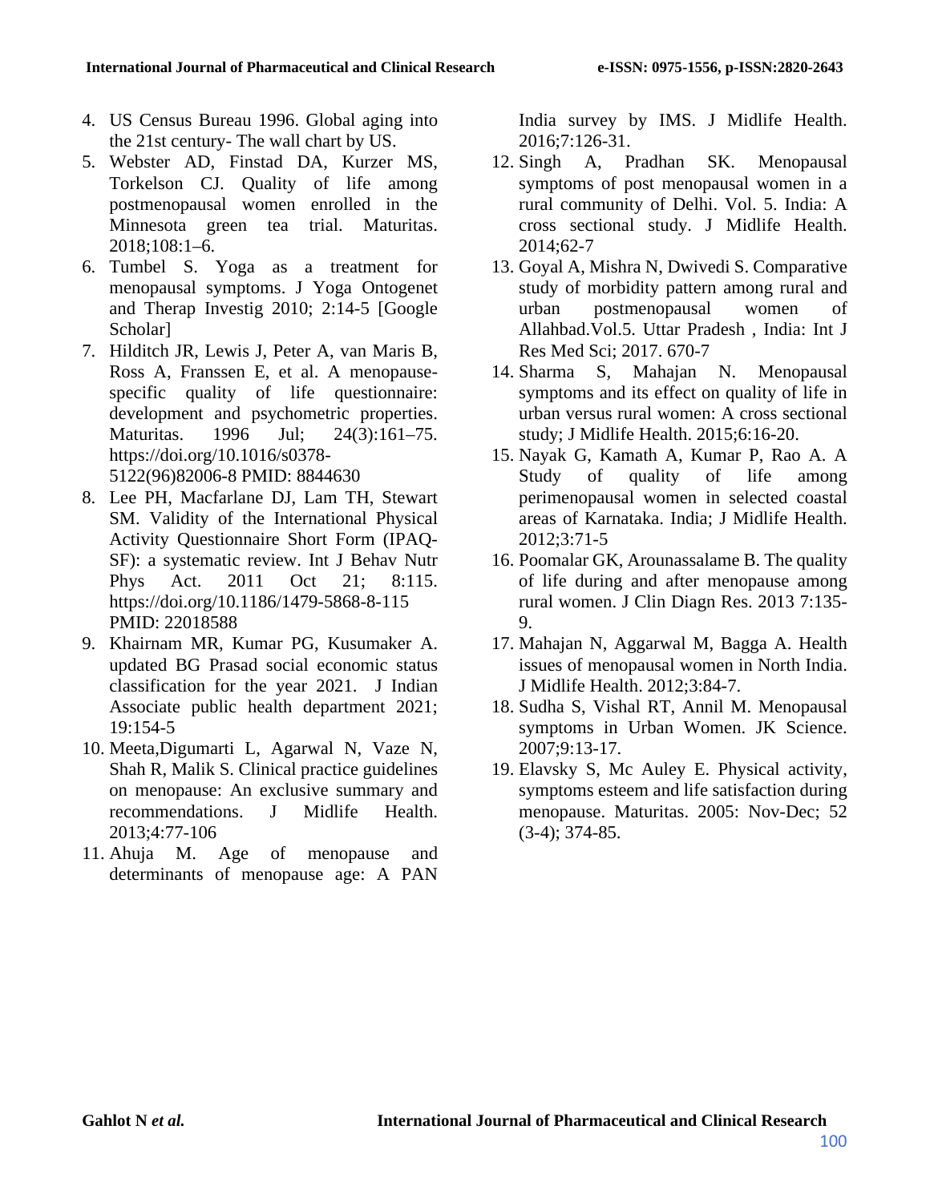4. US Census Bureau 1996. Global aging into the 21st century- The wall chart by US.
5. Webster AD, Finstad DA, Kurzer MS, Torkelson CJ. Quality of life among postmenopausal women enrolled in the Minnesota green tea trial. Maturitas. 2018;108:1–6.
6. Tumbel S. Yoga as a treatment for menopausal symptoms. J Yoga Ontogenet and Therap Investig 2010; 2:14-5 [Google Scholar]
7. Hilditch JR, Lewis J, Peter A, van Maris B, Ross A, Franssen E, et al. A menopause-specific quality of life questionnaire: development and psychometric properties. Maturitas. 1996 Jul; 24(3):161–75. https://doi.org/10.1016/s0378-5122(96)82006-8 PMID: 8844630
8. Lee PH, Macfarlane DJ, Lam TH, Stewart SM. Validity of the International Physical Activity Questionnaire Short Form (IPAQ-SF): a systematic review. Int J Behav Nutr Phys Act. 2011 Oct 21; 8:115. https://doi.org/10.1186/1479-5868-8-115 PMID: 22018588
9. Khairnam MR, Kumar PG, Kusumaker A. updated BG Prasad social economic status classification for the year 2021. J Indian Associate public health department 2021; 19:154-5
10. Meeta,Digumarti L, Agarwal N, Vaze N, Shah R, Malik S. Clinical practice guidelines on menopause: An exclusive summary and recommendations. J Midlife Health. 2013;4:77-106
11. Ahuja M. Age of menopause and determinants of menopause age: A PAN India survey by IMS. J Midlife Health. 2016;7:126-31.
12. Singh A, Pradhan SK. Menopausal symptoms of post menopausal women in a rural community of Delhi. Vol. 5. India: A cross sectional study. J Midlife Health. 2014;62-7
13. Goyal A, Mishra N, Dwivedi S. Comparative study of morbidity pattern among rural and urban postmenopausal women of Allahbad.Vol.5. Uttar Pradesh , India: Int J Res Med Sci; 2017. 670-7
14. Sharma S, Mahajan N. Menopausal symptoms and its effect on quality of life in urban versus rural women: A cross sectional study; J Midlife Health. 2015;6:16-20.
15. Nayak G, Kamath A, Kumar P, Rao A. A Study of quality of life among perimenopausal women in selected coastal areas of Karnataka. India; J Midlife Health. 2012;3:71-5
16. Poomalar GK, Arounassalame B. The quality of life during and after menopause among rural women. J Clin Diagn Res. 2013 7:135-9.
17. Mahajan N, Aggarwal M, Bagga A. Health issues of menopausal women in North India. J Midlife Health. 2012;3:84-7.
18. Sudha S, Vishal RT, Annil M. Menopausal symptoms in Urban Women. JK Science. 2007;9:13-17.
19. Elavsky S, Mc Auley E. Physical activity, symptoms esteem and life satisfaction during menopause. Maturitas. 2005: Nov-Dec; 52 (3-4); 374-85.